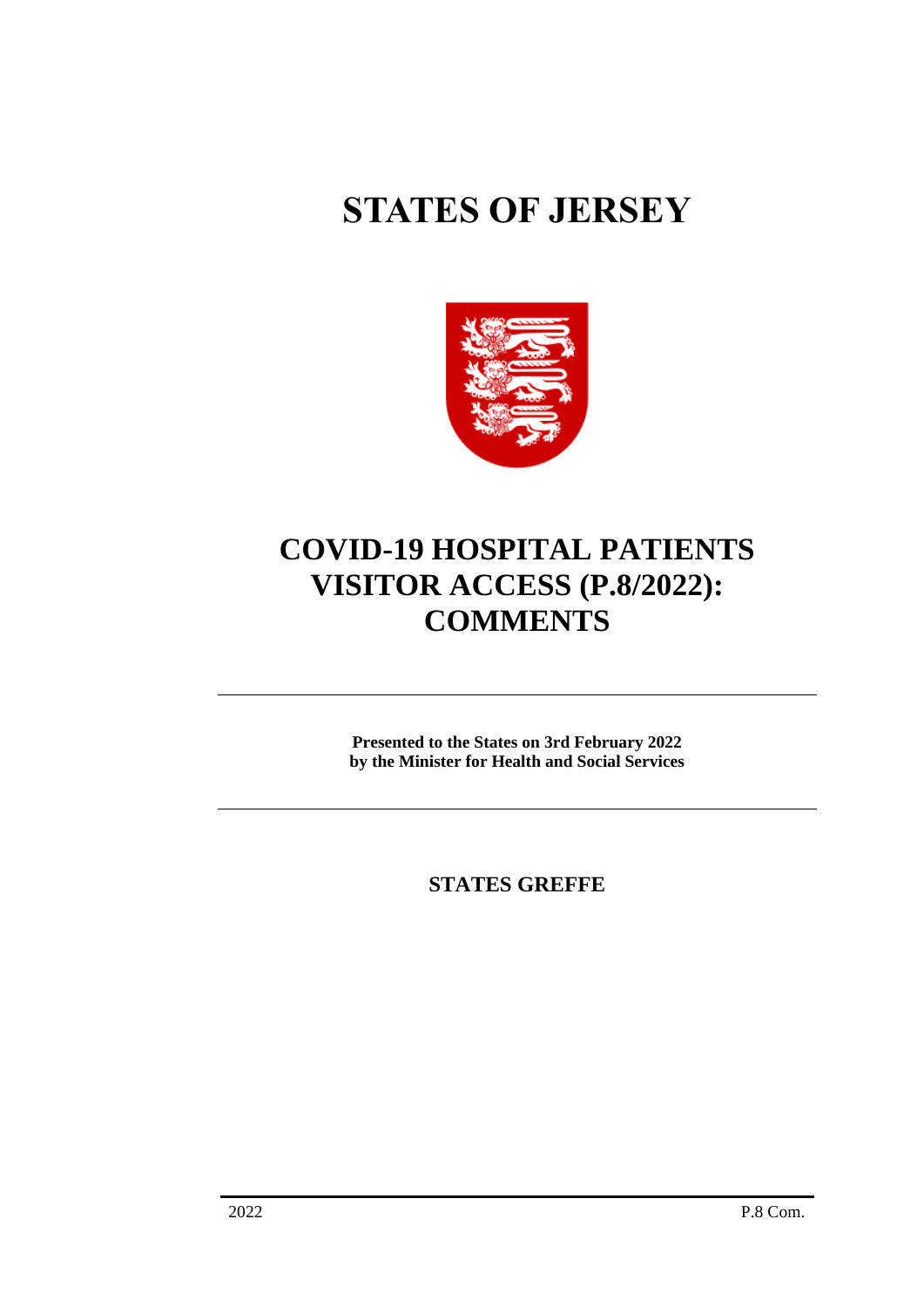# STATES OF JERSEY

# COVID-19 HOSPITAL PATIENTS VISITOR ACCESS (P.8/2022): COMMENTS

**Presented to the States on 3rd February 2022**
**by the Minister for Health and Social Services**

**STATES GREFFE**

2022 P.8 Com.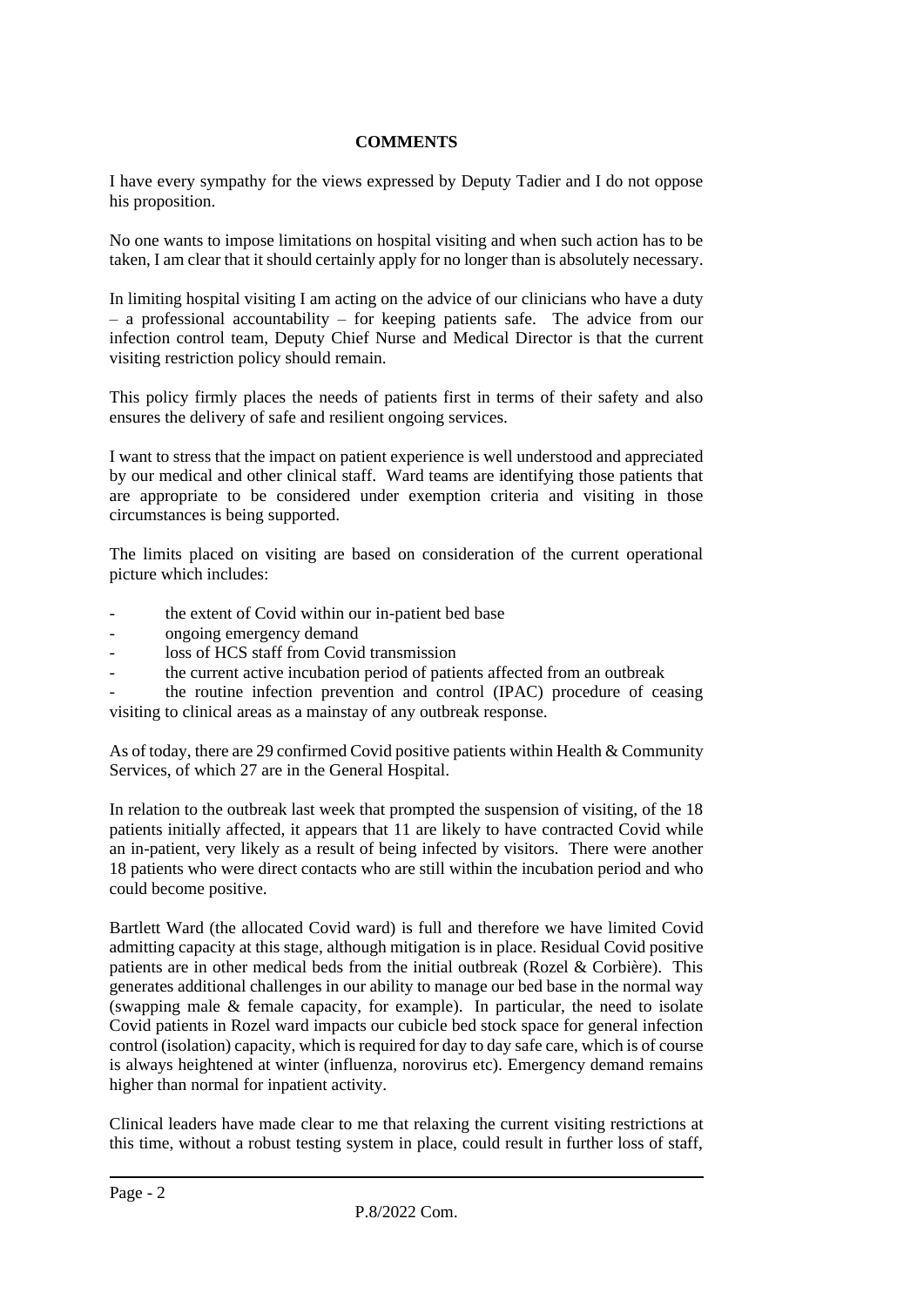**COMMENTS**

I have every sympathy for the views expressed by Deputy Tadier and I do not oppose his proposition.

No one wants to impose limitations on hospital visiting and when such action has to be taken, I am clear that it should certainly apply for no longer than is absolutely necessary.

In limiting hospital visiting I am acting on the advice of our clinicians who have a duty – a professional accountability – for keeping patients safe. The advice from our infection control team, Deputy Chief Nurse and Medical Director is that the current visiting restriction policy should remain.

This policy firmly places the needs of patients first in terms of their safety and also ensures the delivery of safe and resilient ongoing services.

I want to stress that the impact on patient experience is well understood and appreciated by our medical and other clinical staff. Ward teams are identifying those patients that are appropriate to be considered under exemption criteria and visiting in those circumstances is being supported.

The limits placed on visiting are based on consideration of the current operational picture which includes:

- the extent of Covid within our in-patient bed base
- ongoing emergency demand
- loss of HCS staff from Covid transmission
- the current active incubation period of patients affected from an outbreak
- the routine infection prevention and control (IPAC) procedure of ceasing visiting to clinical areas as a mainstay of any outbreak response.

As of today, there are 29 confirmed Covid positive patients within Health & Community Services, of which 27 are in the General Hospital.

In relation to the outbreak last week that prompted the suspension of visiting, of the 18 patients initially affected, it appears that 11 are likely to have contracted Covid while an in-patient, very likely as a result of being infected by visitors. There were another 18 patients who were direct contacts who are still within the incubation period and who could become positive.

Bartlett Ward (the allocated Covid ward) is full and therefore we have limited Covid admitting capacity at this stage, although mitigation is in place. Residual Covid positive patients are in other medical beds from the initial outbreak (Rozel & Corbière). This generates additional challenges in our ability to manage our bed base in the normal way (swapping male & female capacity, for example). In particular, the need to isolate Covid patients in Rozel ward impacts our cubicle bed stock space for general infection control (isolation) capacity, which is required for day to day safe care, which is of course is always heightened at winter (influenza, norovirus etc). Emergency demand remains higher than normal for inpatient activity.

Clinical leaders have made clear to me that relaxing the current visiting restrictions at this time, without a robust testing system in place, could result in further loss of staff,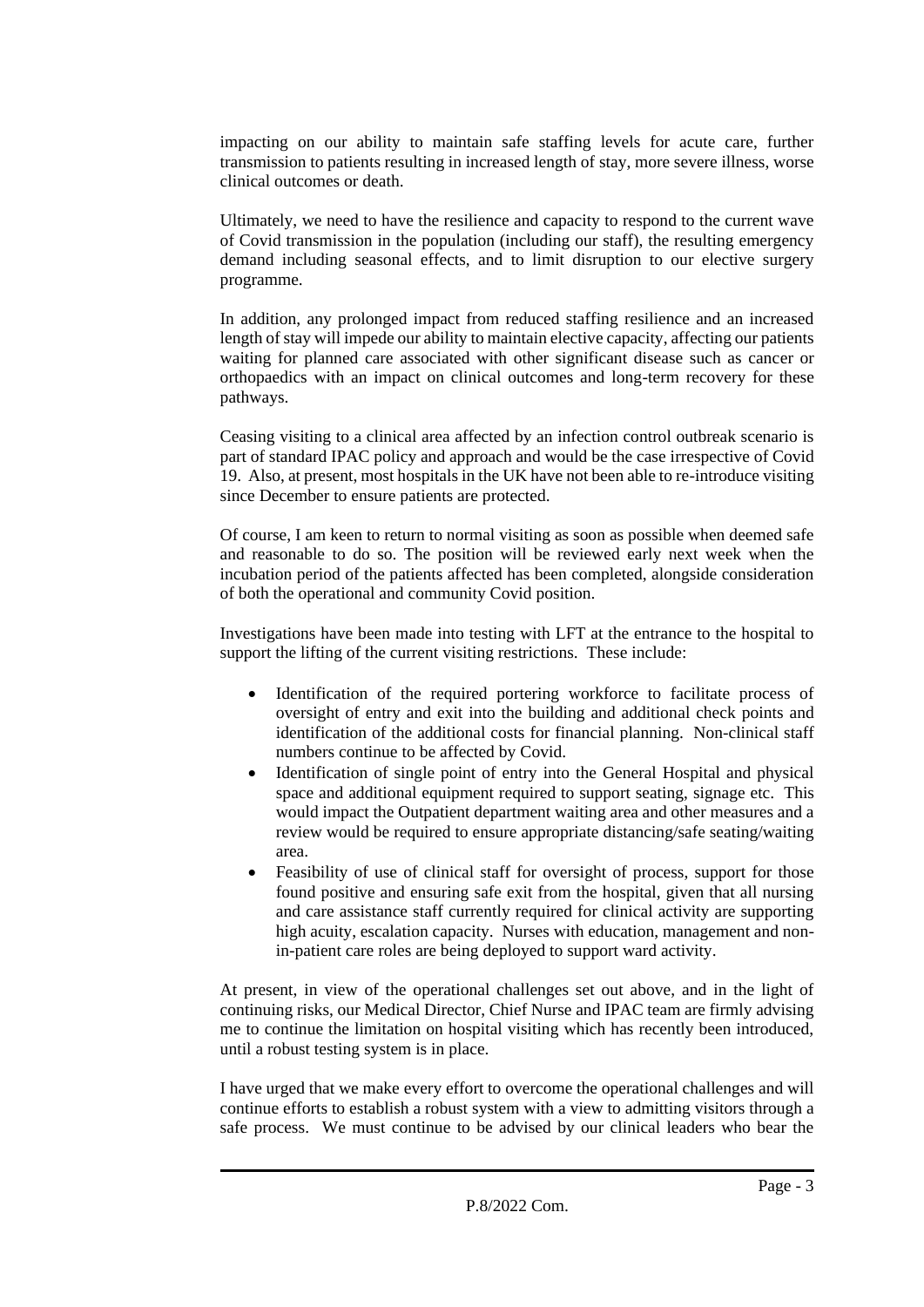impacting on our ability to maintain safe staffing levels for acute care, further transmission to patients resulting in increased length of stay, more severe illness, worse clinical outcomes or death.

Ultimately, we need to have the resilience and capacity to respond to the current wave of Covid transmission in the population (including our staff), the resulting emergency demand including seasonal effects, and to limit disruption to our elective surgery programme.

In addition, any prolonged impact from reduced staffing resilience and an increased length of stay will impede our ability to maintain elective capacity, affecting our patients waiting for planned care associated with other significant disease such as cancer or orthopaedics with an impact on clinical outcomes and long-term recovery for these pathways.

Ceasing visiting to a clinical area affected by an infection control outbreak scenario is part of standard IPAC policy and approach and would be the case irrespective of Covid 19. Also, at present, most hospitals in the UK have not been able to re-introduce visiting since December to ensure patients are protected.

Of course, I am keen to return to normal visiting as soon as possible when deemed safe and reasonable to do so. The position will be reviewed early next week when the incubation period of the patients affected has been completed, alongside consideration of both the operational and community Covid position.

Investigations have been made into testing with LFT at the entrance to the hospital to support the lifting of the current visiting restrictions. These include:

- Identification of the required portering workforce to facilitate process of oversight of entry and exit into the building and additional check points and identification of the additional costs for financial planning. Non-clinical staff numbers continue to be affected by Covid.
- Identification of single point of entry into the General Hospital and physical space and additional equipment required to support seating, signage etc. This would impact the Outpatient department waiting area and other measures and a review would be required to ensure appropriate distancing/safe seating/waiting area.
- Feasibility of use of clinical staff for oversight of process, support for those found positive and ensuring safe exit from the hospital, given that all nursing and care assistance staff currently required for clinical activity are supporting high acuity, escalation capacity. Nurses with education, management and non-in-patient care roles are being deployed to support ward activity.

At present, in view of the operational challenges set out above, and in the light of continuing risks, our Medical Director, Chief Nurse and IPAC team are firmly advising me to continue the limitation on hospital visiting which has recently been introduced, until a robust testing system is in place.

I have urged that we make every effort to overcome the operational challenges and will continue efforts to establish a robust system with a view to admitting visitors through a safe process. We must continue to be advised by our clinical leaders who bear the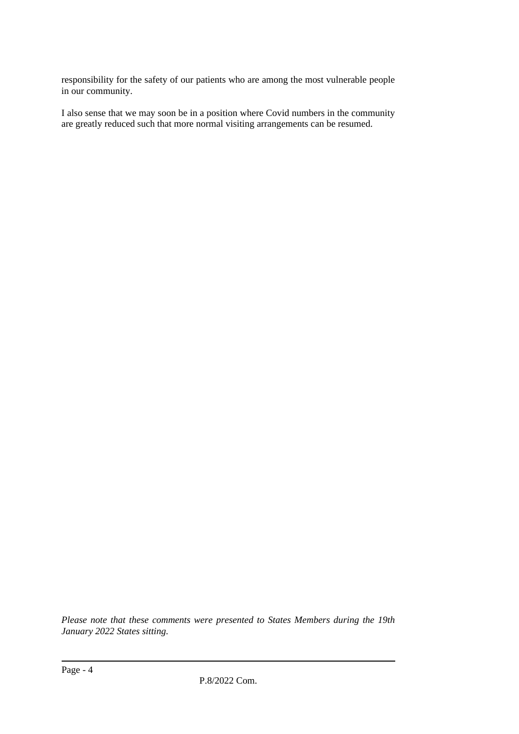responsibility for the safety of our patients who are among the most vulnerable people in our community.

I also sense that we may soon be in a position where Covid numbers in the community are greatly reduced such that more normal visiting arrangements can be resumed.

*Please note that these comments were presented to States Members during the 19th January 2022 States sitting.*